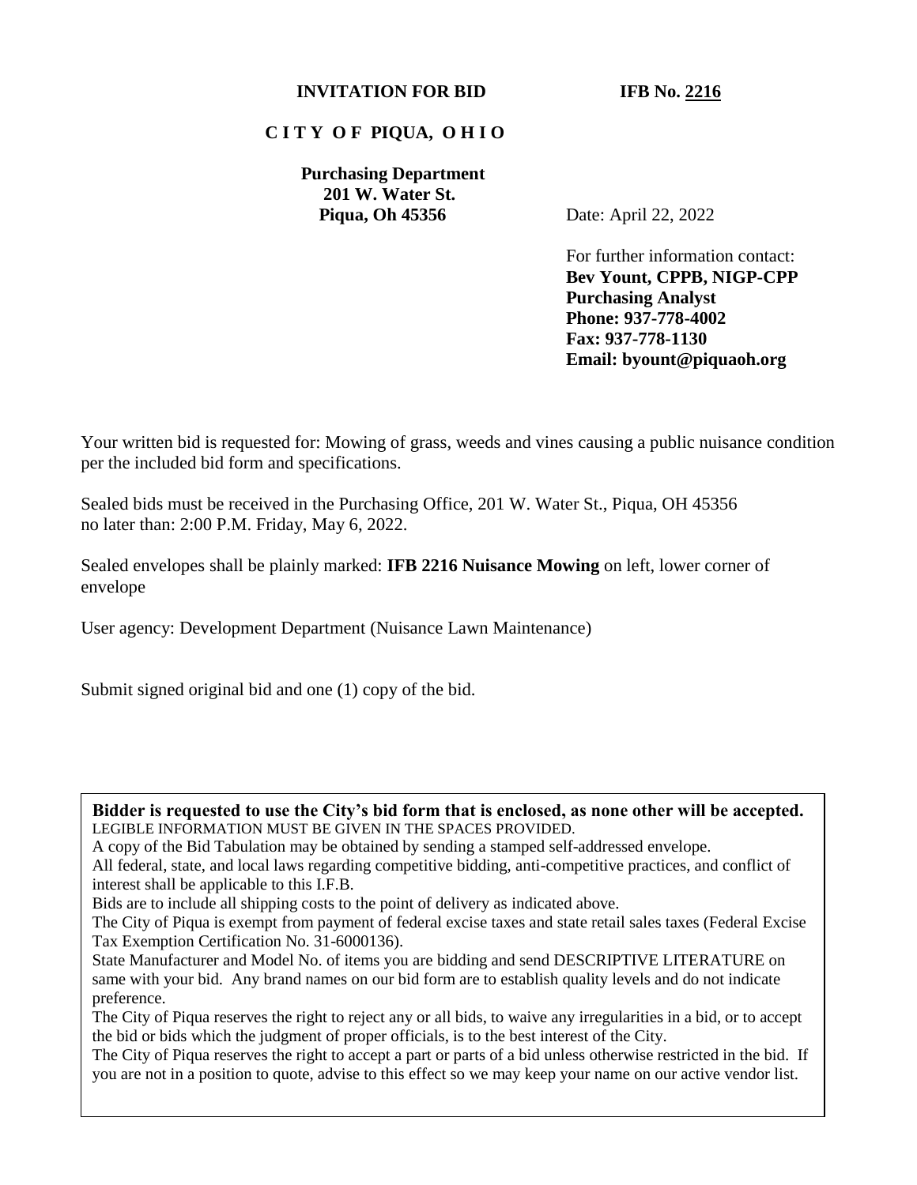**INVITATION FOR BID** **IFB No. 2216**

**C I T Y O F PIQUA, O H I O**

**Purchasing Department**
**201 W. Water St.**
**Piqua, Oh 45356**

Date: April 22, 2022

For further information contact:
**Bev Yount, CPPB, NIGP-CPP**
**Purchasing Analyst**
**Phone: 937-778-4002**
**Fax: 937-778-1130**
**Email: byount@piquaoh.org**

Your written bid is requested for: Mowing of grass, weeds and vines causing a public nuisance condition per the included bid form and specifications.

Sealed bids must be received in the Purchasing Office, 201 W. Water St., Piqua, OH 45356 no later than: 2:00 P.M. Friday, May 6, 2022.

Sealed envelopes shall be plainly marked: **IFB 2216 Nuisance Mowing** on left, lower corner of envelope

User agency: Development Department (Nuisance Lawn Maintenance)

Submit signed original bid and one (1) copy of the bid.

**Bidder is requested to use the City's bid form that is enclosed, as none other will be accepted.**
LEGIBLE INFORMATION MUST BE GIVEN IN THE SPACES PROVIDED.
A copy of the Bid Tabulation may be obtained by sending a stamped self-addressed envelope.
All federal, state, and local laws regarding competitive bidding, anti-competitive practices, and conflict of interest shall be applicable to this I.F.B.
Bids are to include all shipping costs to the point of delivery as indicated above.
The City of Piqua is exempt from payment of federal excise taxes and state retail sales taxes (Federal Excise Tax Exemption Certification No. 31-6000136).
State Manufacturer and Model No. of items you are bidding and send DESCRIPTIVE LITERATURE on same with your bid. Any brand names on our bid form are to establish quality levels and do not indicate preference.
The City of Piqua reserves the right to reject any or all bids, to waive any irregularities in a bid, or to accept the bid or bids which the judgment of proper officials, is to the best interest of the City.
The City of Piqua reserves the right to accept a part or parts of a bid unless otherwise restricted in the bid. If you are not in a position to quote, advise to this effect so we may keep your name on our active vendor list.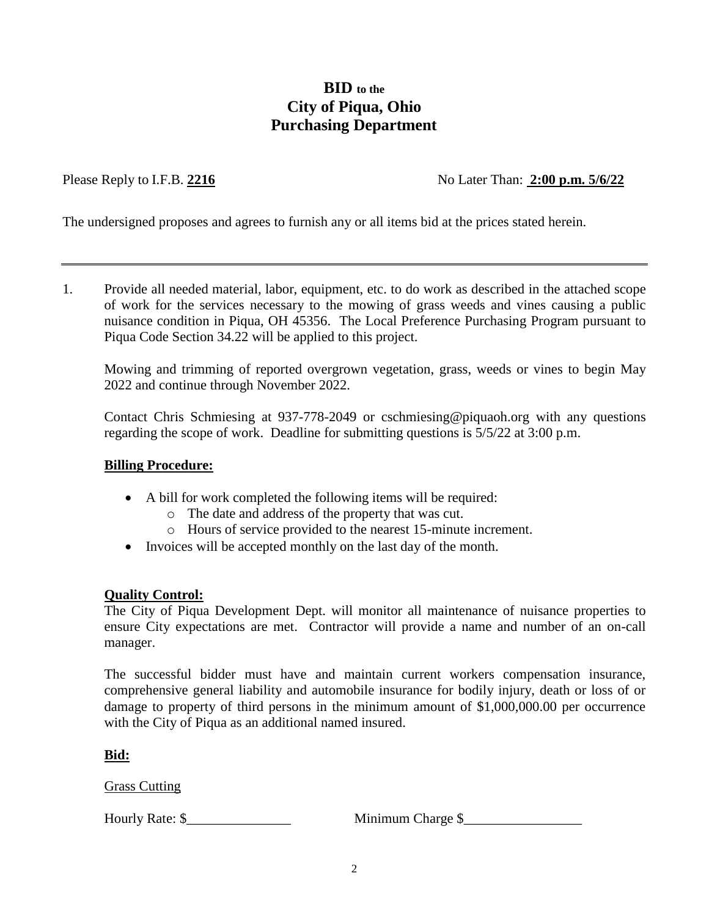# **BID** to the
# **City of Piqua, Ohio**
# **Purchasing Department**

Please Reply to I.F.B. **2216** No Later Than: **2:00 p.m. 5/6/22**

The undersigned proposes and agrees to furnish any or all items bid at the prices stated herein.

---

1. Provide all needed material, labor, equipment, etc. to do work as described in the attached scope of work for the services necessary to the mowing of grass weeds and vines causing a public nuisance condition in Piqua, OH 45356. The Local Preference Purchasing Program pursuant to Piqua Code Section 34.22 will be applied to this project.

   Mowing and trimming of reported overgrown vegetation, grass, weeds or vines to begin May 2022 and continue through November 2022.

   Contact Chris Schmiesing at 937-778-2049 or cschmiesing@piquaoh.org with any questions regarding the scope of work. Deadline for submitting questions is 5/5/22 at 3:00 p.m.

   **Billing Procedure:**

   - A bill for work completed the following items will be required:
     - The date and address of the property that was cut.
     - Hours of service provided to the nearest 15-minute increment.
   - Invoices will be accepted monthly on the last day of the month.

   **Quality Control:**

   The City of Piqua Development Dept. will monitor all maintenance of nuisance properties to ensure City expectations are met. Contractor will provide a name and number of an on-call manager.

   The successful bidder must have and maintain current workers compensation insurance, comprehensive general liability and automobile insurance for bodily injury, death or loss of or damage to property of third persons in the minimum amount of $1,000,000.00 per occurrence with the City of Piqua as an additional named insured.

   **Bid:**

   Grass Cutting

   Hourly Rate: $_______________ Minimum Charge $_________________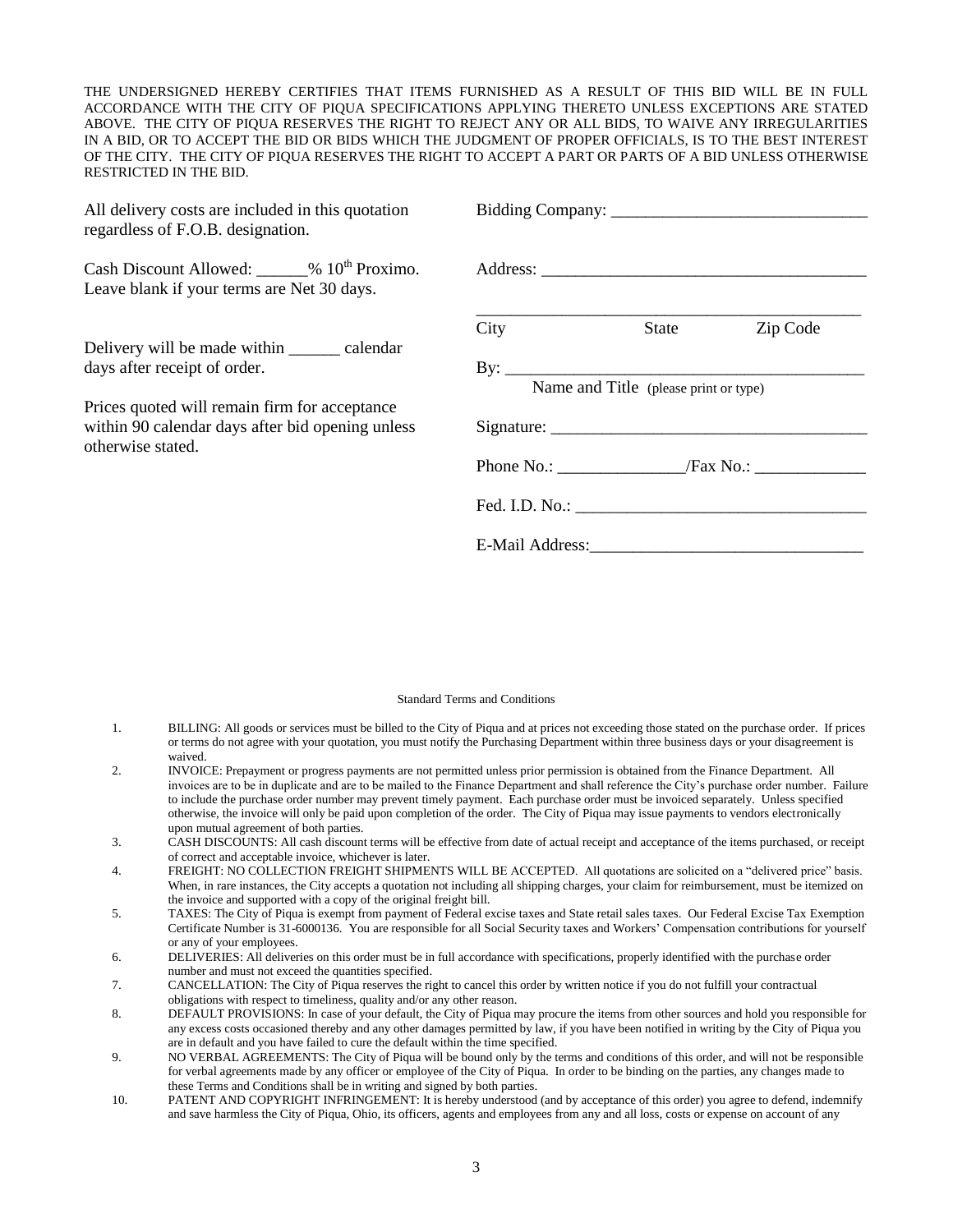THE UNDERSIGNED HEREBY CERTIFIES THAT ITEMS FURNISHED AS A RESULT OF THIS BID WILL BE IN FULL ACCORDANCE WITH THE CITY OF PIQUA SPECIFICATIONS APPLYING THERETO UNLESS EXCEPTIONS ARE STATED ABOVE. THE CITY OF PIQUA RESERVES THE RIGHT TO REJECT ANY OR ALL BIDS, TO WAIVE ANY IRREGULARITIES IN A BID, OR TO ACCEPT THE BID OR BIDS WHICH THE JUDGMENT OF PROPER OFFICIALS, IS TO THE BEST INTEREST OF THE CITY. THE CITY OF PIQUA RESERVES THE RIGHT TO ACCEPT A PART OR PARTS OF A BID UNLESS OTHERWISE RESTRICTED IN THE BID.

All delivery costs are included in this quotation regardless of F.O.B. designation.

Cash Discount Allowed: ______% 10th Proximo. Leave blank if your terms are Net 30 days.

Delivery will be made within ______ calendar days after receipt of order.

Prices quoted will remain firm for acceptance within 90 calendar days after bid opening unless otherwise stated.

Bidding Company: ______________________________

Address: ______________________________________

______________________________________________
City State Zip Code

By: ___________________________________________
Name and Title (please print or type)

Signature: _____________________________________

Phone No.: _______________/Fax No.: _____________

Fed. I.D. No.: __________________________________

E-Mail Address:_________________________________

Standard Terms and Conditions

1. BILLING: All goods or services must be billed to the City of Piqua and at prices not exceeding those stated on the purchase order. If prices or terms do not agree with your quotation, you must notify the Purchasing Department within three business days or your disagreement is waived.
2. INVOICE: Prepayment or progress payments are not permitted unless prior permission is obtained from the Finance Department. All invoices are to be in duplicate and are to be mailed to the Finance Department and shall reference the City's purchase order number. Failure to include the purchase order number may prevent timely payment. Each purchase order must be invoiced separately. Unless specified otherwise, the invoice will only be paid upon completion of the order. The City of Piqua may issue payments to vendors electronically upon mutual agreement of both parties.
3. CASH DISCOUNTS: All cash discount terms will be effective from date of actual receipt and acceptance of the items purchased, or receipt of correct and acceptable invoice, whichever is later.
4. FREIGHT: NO COLLECTION FREIGHT SHIPMENTS WILL BE ACCEPTED. All quotations are solicited on a "delivered price" basis. When, in rare instances, the City accepts a quotation not including all shipping charges, your claim for reimbursement, must be itemized on the invoice and supported with a copy of the original freight bill.
5. TAXES: The City of Piqua is exempt from payment of Federal excise taxes and State retail sales taxes. Our Federal Excise Tax Exemption Certificate Number is 31-6000136. You are responsible for all Social Security taxes and Workers' Compensation contributions for yourself or any of your employees.
6. DELIVERIES: All deliveries on this order must be in full accordance with specifications, properly identified with the purchase order number and must not exceed the quantities specified.
7. CANCELLATION: The City of Piqua reserves the right to cancel this order by written notice if you do not fulfill your contractual obligations with respect to timeliness, quality and/or any other reason.
8. DEFAULT PROVISIONS: In case of your default, the City of Piqua may procure the items from other sources and hold you responsible for any excess costs occasioned thereby and any other damages permitted by law, if you have been notified in writing by the City of Piqua you are in default and you have failed to cure the default within the time specified.
9. NO VERBAL AGREEMENTS: The City of Piqua will be bound only by the terms and conditions of this order, and will not be responsible for verbal agreements made by any officer or employee of the City of Piqua. In order to be binding on the parties, any changes made to these Terms and Conditions shall be in writing and signed by both parties.
10. PATENT AND COPYRIGHT INFRINGEMENT: It is hereby understood (and by acceptance of this order) you agree to defend, indemnify and save harmless the City of Piqua, Ohio, its officers, agents and employees from any and all loss, costs or expense on account of any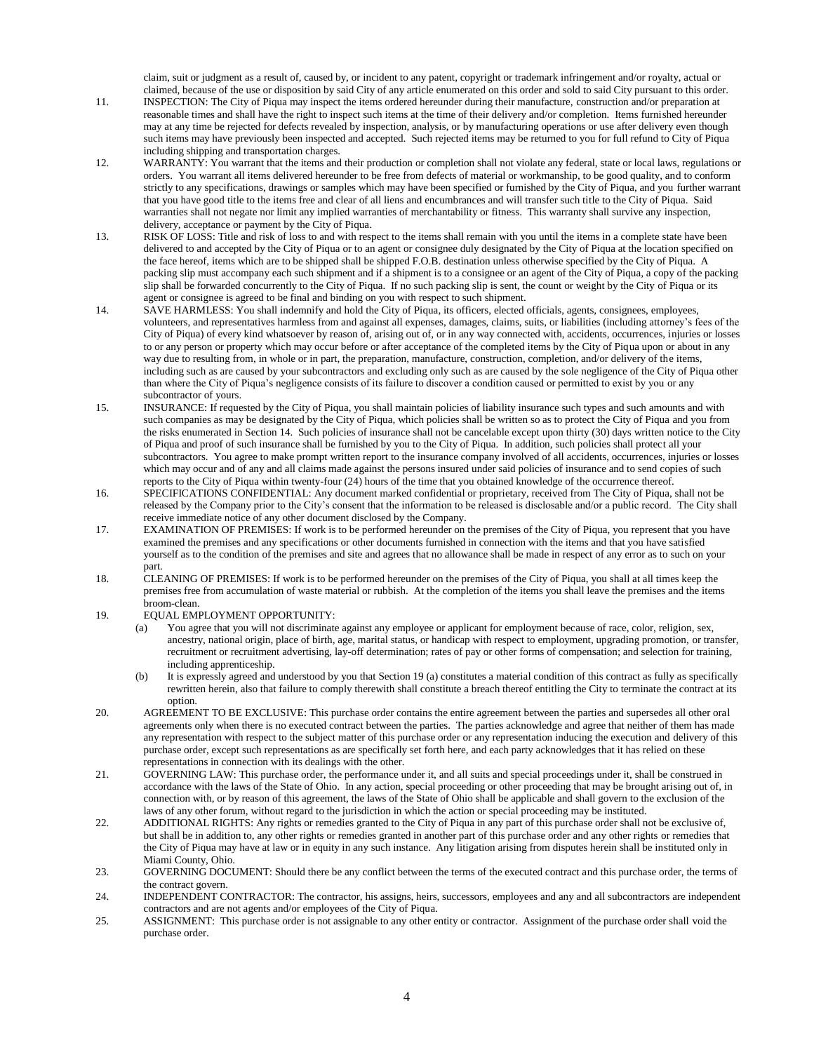claim, suit or judgment as a result of, caused by, or incident to any patent, copyright or trademark infringement and/or royalty, actual or claimed, because of the use or disposition by said City of any article enumerated on this order and sold to said City pursuant to this order.

11. INSPECTION: The City of Piqua may inspect the items ordered hereunder during their manufacture, construction and/or preparation at reasonable times and shall have the right to inspect such items at the time of their delivery and/or completion. Items furnished hereunder may at any time be rejected for defects revealed by inspection, analysis, or by manufacturing operations or use after delivery even though such items may have previously been inspected and accepted. Such rejected items may be returned to you for full refund to City of Piqua including shipping and transportation charges.

12. WARRANTY: You warrant that the items and their production or completion shall not violate any federal, state or local laws, regulations or orders. You warrant all items delivered hereunder to be free from defects of material or workmanship, to be good quality, and to conform strictly to any specifications, drawings or samples which may have been specified or furnished by the City of Piqua, and you further warrant that you have good title to the items free and clear of all liens and encumbrances and will transfer such title to the City of Piqua. Said warranties shall not negate nor limit any implied warranties of merchantability or fitness. This warranty shall survive any inspection, delivery, acceptance or payment by the City of Piqua.

13. RISK OF LOSS: Title and risk of loss to and with respect to the items shall remain with you until the items in a complete state have been delivered to and accepted by the City of Piqua or to an agent or consignee duly designated by the City of Piqua at the location specified on the face hereof, items which are to be shipped shall be shipped F.O.B. destination unless otherwise specified by the City of Piqua. A packing slip must accompany each such shipment and if a shipment is to a consignee or an agent of the City of Piqua, a copy of the packing slip shall be forwarded concurrently to the City of Piqua. If no such packing slip is sent, the count or weight by the City of Piqua or its agent or consignee is agreed to be final and binding on you with respect to such shipment.

14. SAVE HARMLESS: You shall indemnify and hold the City of Piqua, its officers, elected officials, agents, consignees, employees, volunteers, and representatives harmless from and against all expenses, damages, claims, suits, or liabilities (including attorney's fees of the City of Piqua) of every kind whatsoever by reason of, arising out of, or in any way connected with, accidents, occurrences, injuries or losses to or any person or property which may occur before or after acceptance of the completed items by the City of Piqua upon or about in any way due to resulting from, in whole or in part, the preparation, manufacture, construction, completion, and/or delivery of the items, including such as are caused by your subcontractors and excluding only such as are caused by the sole negligence of the City of Piqua other than where the City of Piqua's negligence consists of its failure to discover a condition caused or permitted to exist by you or any subcontractor of yours.

15. INSURANCE: If requested by the City of Piqua, you shall maintain policies of liability insurance such types and such amounts and with such companies as may be designated by the City of Piqua, which policies shall be written so as to protect the City of Piqua and you from the risks enumerated in Section 14. Such policies of insurance shall not be cancelable except upon thirty (30) days written notice to the City of Piqua and proof of such insurance shall be furnished by you to the City of Piqua. In addition, such policies shall protect all your subcontractors. You agree to make prompt written report to the insurance company involved of all accidents, occurrences, injuries or losses which may occur and of any and all claims made against the persons insured under said policies of insurance and to send copies of such reports to the City of Piqua within twenty-four (24) hours of the time that you obtained knowledge of the occurrence thereof.

16. SPECIFICATIONS CONFIDENTIAL: Any document marked confidential or proprietary, received from The City of Piqua, shall not be released by the Company prior to the City's consent that the information to be released is disclosable and/or a public record. The City shall receive immediate notice of any other document disclosed by the Company.

17. EXAMINATION OF PREMISES: If work is to be performed hereunder on the premises of the City of Piqua, you represent that you have examined the premises and any specifications or other documents furnished in connection with the items and that you have satisfied yourself as to the condition of the premises and site and agrees that no allowance shall be made in respect of any error as to such on your part.

18. CLEANING OF PREMISES: If work is to be performed hereunder on the premises of the City of Piqua, you shall at all times keep the premises free from accumulation of waste material or rubbish. At the completion of the items you shall leave the premises and the items broom-clean.

19. EQUAL EMPLOYMENT OPPORTUNITY:
    - (a) You agree that you will not discriminate against any employee or applicant for employment because of race, color, religion, sex, ancestry, national origin, place of birth, age, marital status, or handicap with respect to employment, upgrading promotion, or transfer, recruitment or recruitment advertising, lay-off determination; rates of pay or other forms of compensation; and selection for training, including apprenticeship.
    - (b) It is expressly agreed and understood by you that Section 19 (a) constitutes a material condition of this contract as fully as specifically rewritten herein, also that failure to comply therewith shall constitute a breach thereof entitling the City to terminate the contract at its option.

20. AGREEMENT TO BE EXCLUSIVE: This purchase order contains the entire agreement between the parties and supersedes all other oral agreements only when there is no executed contract between the parties. The parties acknowledge and agree that neither of them has made any representation with respect to the subject matter of this purchase order or any representation inducing the execution and delivery of this purchase order, except such representations as are specifically set forth here, and each party acknowledges that it has relied on these representations in connection with its dealings with the other.

21. GOVERNING LAW: This purchase order, the performance under it, and all suits and special proceedings under it, shall be construed in accordance with the laws of the State of Ohio. In any action, special proceeding or other proceeding that may be brought arising out of, in connection with, or by reason of this agreement, the laws of the State of Ohio shall be applicable and shall govern to the exclusion of the laws of any other forum, without regard to the jurisdiction in which the action or special proceeding may be instituted.

22. ADDITIONAL RIGHTS: Any rights or remedies granted to the City of Piqua in any part of this purchase order shall not be exclusive of, but shall be in addition to, any other rights or remedies granted in another part of this purchase order and any other rights or remedies that the City of Piqua may have at law or in equity in any such instance. Any litigation arising from disputes herein shall be instituted only in Miami County, Ohio.

23. GOVERNING DOCUMENT: Should there be any conflict between the terms of the executed contract and this purchase order, the terms of the contract govern.

24. INDEPENDENT CONTRACTOR: The contractor, his assigns, heirs, successors, employees and any and all subcontractors are independent contractors and are not agents and/or employees of the City of Piqua.

25. ASSIGNMENT: This purchase order is not assignable to any other entity or contractor. Assignment of the purchase order shall void the purchase order.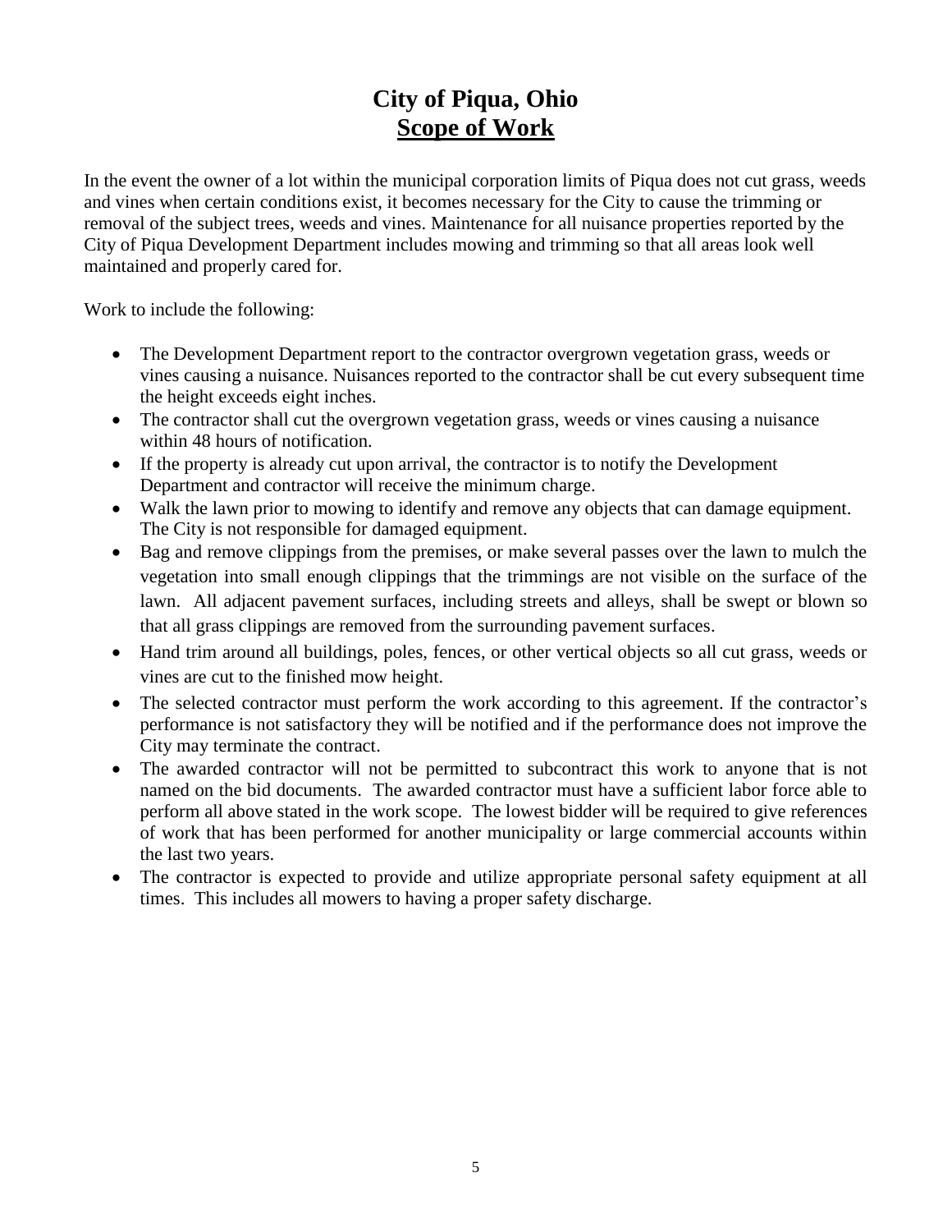# City of Piqua, Ohio

## Scope of Work

In the event the owner of a lot within the municipal corporation limits of Piqua does not cut grass, weeds and vines when certain conditions exist, it becomes necessary for the City to cause the trimming or removal of the subject trees, weeds and vines. Maintenance for all nuisance properties reported by the City of Piqua Development Department includes mowing and trimming so that all areas look well maintained and properly cared for.

Work to include the following:

- The Development Department report to the contractor overgrown vegetation grass, weeds or vines causing a nuisance. Nuisances reported to the contractor shall be cut every subsequent time the height exceeds eight inches.
- The contractor shall cut the overgrown vegetation grass, weeds or vines causing a nuisance within 48 hours of notification.
- If the property is already cut upon arrival, the contractor is to notify the Development Department and contractor will receive the minimum charge.
- Walk the lawn prior to mowing to identify and remove any objects that can damage equipment. The City is not responsible for damaged equipment.
- Bag and remove clippings from the premises, or make several passes over the lawn to mulch the vegetation into small enough clippings that the trimmings are not visible on the surface of the lawn. All adjacent pavement surfaces, including streets and alleys, shall be swept or blown so that all grass clippings are removed from the surrounding pavement surfaces.
- Hand trim around all buildings, poles, fences, or other vertical objects so all cut grass, weeds or vines are cut to the finished mow height.
- The selected contractor must perform the work according to this agreement. If the contractor's performance is not satisfactory they will be notified and if the performance does not improve the City may terminate the contract.
- The awarded contractor will not be permitted to subcontract this work to anyone that is not named on the bid documents. The awarded contractor must have a sufficient labor force able to perform all above stated in the work scope. The lowest bidder will be required to give references of work that has been performed for another municipality or large commercial accounts within the last two years.
- The contractor is expected to provide and utilize appropriate personal safety equipment at all times. This includes all mowers to having a proper safety discharge.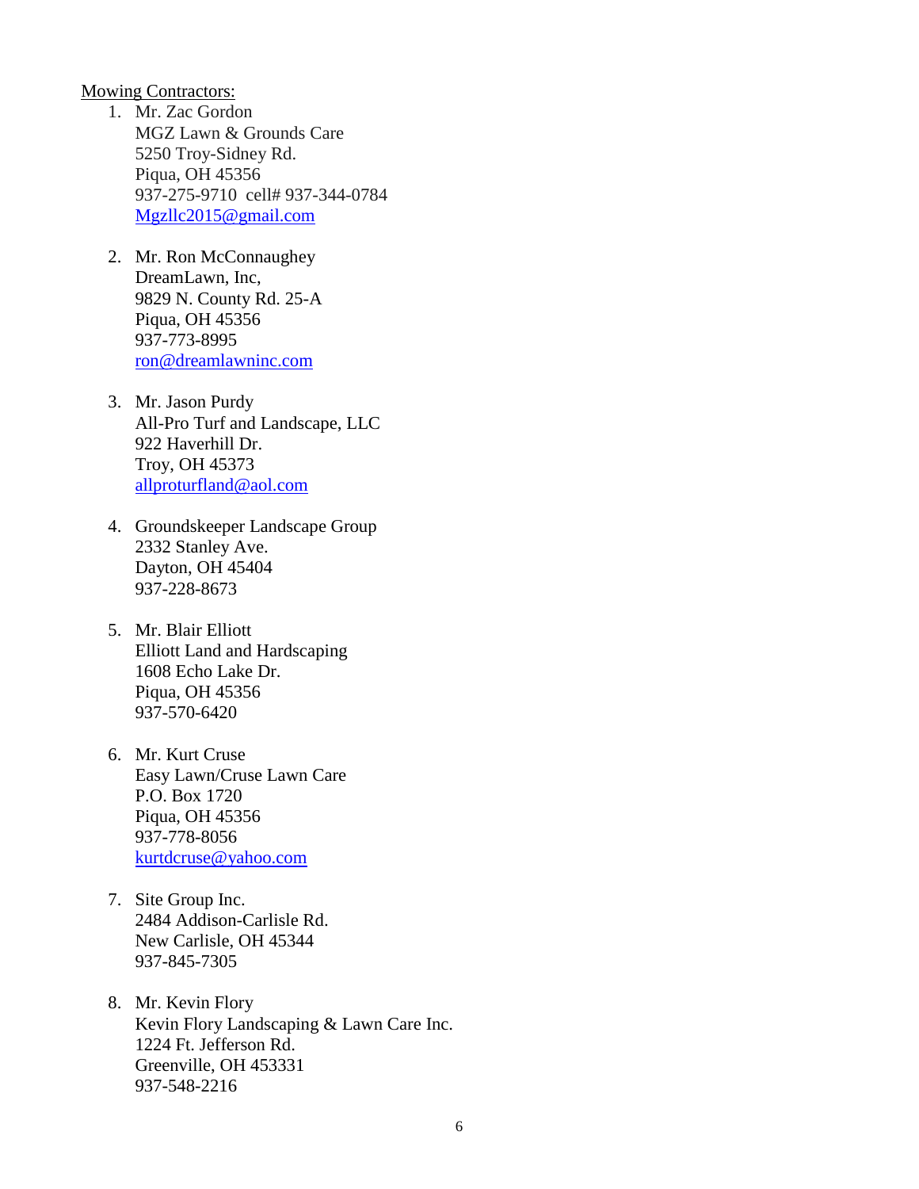<u>Mowing Contractors:</u>

1. Mr. Zac Gordon
   MGZ Lawn & Grounds Care
   5250 Troy-Sidney Rd.
   Piqua, OH 45356
   937-275-9710 cell# 937-344-0784
   Mgzllc2015@gmail.com

2. Mr. Ron McConnaughey
   DreamLawn, Inc,
   9829 N. County Rd. 25-A
   Piqua, OH 45356
   937-773-8995
   ron@dreamlawninc.com

3. Mr. Jason Purdy
   All-Pro Turf and Landscape, LLC
   922 Haverhill Dr.
   Troy, OH 45373
   allproturfland@aol.com

4. Groundskeeper Landscape Group
   2332 Stanley Ave.
   Dayton, OH 45404
   937-228-8673

5. Mr. Blair Elliott
   Elliott Land and Hardscaping
   1608 Echo Lake Dr.
   Piqua, OH 45356
   937-570-6420

6. Mr. Kurt Cruse
   Easy Lawn/Cruse Lawn Care
   P.O. Box 1720
   Piqua, OH 45356
   937-778-8056
   kurtdcruse@yahoo.com

7. Site Group Inc.
   2484 Addison-Carlisle Rd.
   New Carlisle, OH 45344
   937-845-7305

8. Mr. Kevin Flory
   Kevin Flory Landscaping & Lawn Care Inc.
   1224 Ft. Jefferson Rd.
   Greenville, OH 453331
   937-548-2216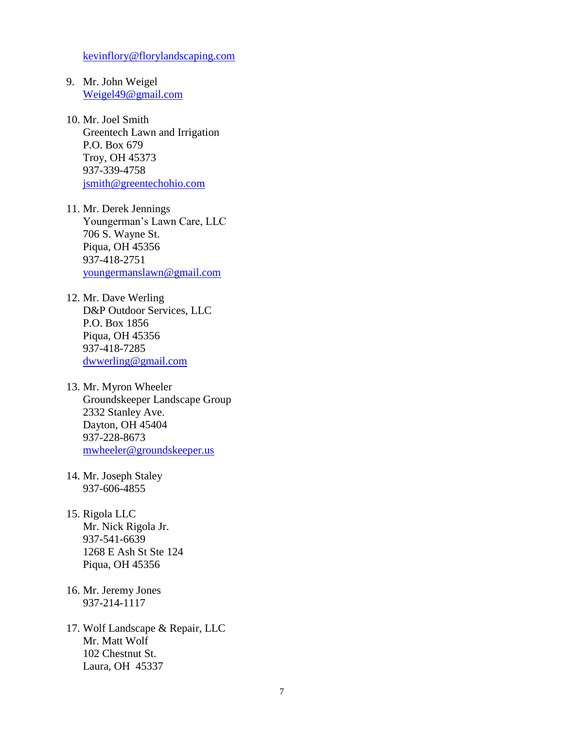kevinflory@florylandscaping.com

9. Mr. John Weigel
   Weigel49@gmail.com

10. Mr. Joel Smith
    Greentech Lawn and Irrigation
    P.O. Box 679
    Troy, OH 45373
    937-339-4758
    jsmith@greentechohio.com

11. Mr. Derek Jennings
    Youngerman's Lawn Care, LLC
    706 S. Wayne St.
    Piqua, OH 45356
    937-418-2751
    youngermanslawn@gmail.com

12. Mr. Dave Werling
    D&P Outdoor Services, LLC
    P.O. Box 1856
    Piqua, OH 45356
    937-418-7285
    dwwerling@gmail.com

13. Mr. Myron Wheeler
    Groundskeeper Landscape Group
    2332 Stanley Ave.
    Dayton, OH 45404
    937-228-8673
    mwheeler@groundskeeper.us

14. Mr. Joseph Staley
    937-606-4855

15. Rigola LLC
    Mr. Nick Rigola Jr.
    937-541-6639
    1268 E Ash St Ste 124
    Piqua, OH 45356

16. Mr. Jeremy Jones
    937-214-1117

17. Wolf Landscape & Repair, LLC
    Mr. Matt Wolf
    102 Chestnut St.
    Laura, OH 45337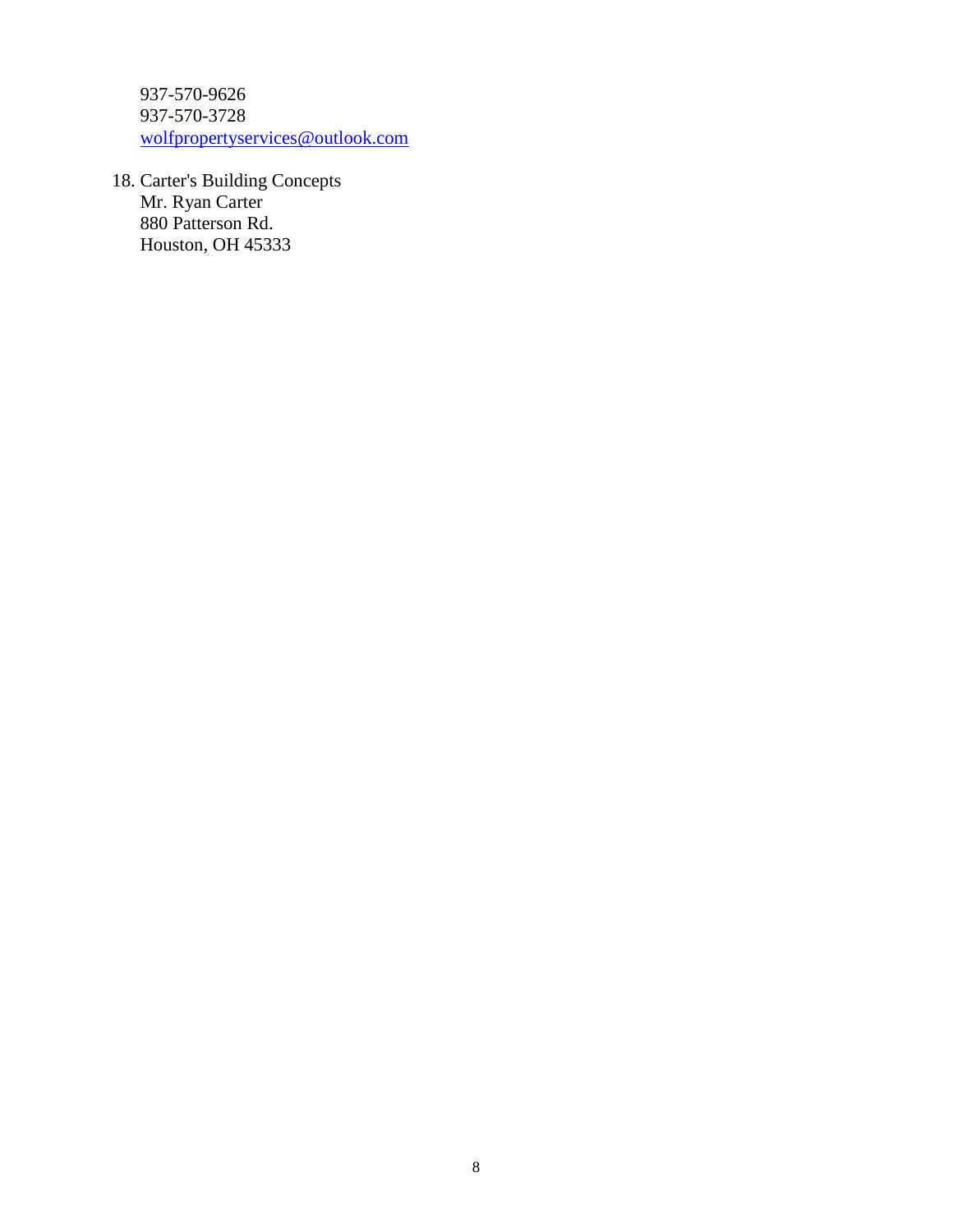937-570-9626
937-570-3728
wolfpropertyservices@outlook.com

18. Carter's Building Concepts
    Mr. Ryan Carter
    880 Patterson Rd.
    Houston, OH 45333